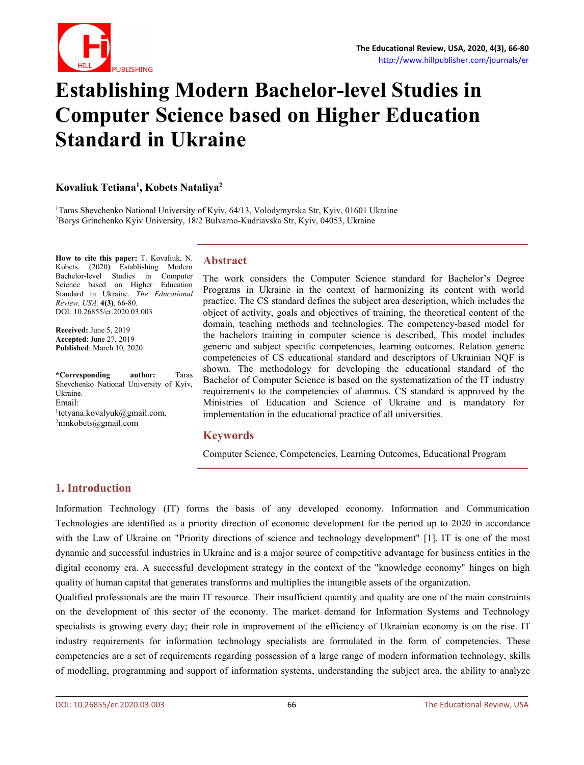# Establishing Modern Bachelor-level Studies in Computer Science based on Higher Education Standard in Ukraine

**Kovaliuk Tetiana[1], Kobets Nataliya[2]**

[1]Taras Shevchenko National University of Kyiv, 64/13, Volodymyrska Str, Kyiv, 01601 Ukraine
[2]Borys Grinchenko Kyiv University, 18/2 Bulvarno-Kudriavska Str, Kyiv, 04053, Ukraine

**How to cite this paper:** T. Kovaliuk, N. Kobets. (2020) Establishing Modern Bachelor-level Studies in Computer Science based on Higher Education Standard in Ukraine. *The Educational Review, USA,* **4(3)**, 66-80.
DOI: 10.26855/er.2020.03.003

**Received:** June 5, 2019
**Accepted**: June 27, 2019
**Published**: March 10, 2020

**\*Corresponding author:** Taras Shevchenko National University of Kyiv, Ukraine.
Email:
[1]tetyana.kovalyuk@gmail.com,
[2]nmkobets@gmail.com

## Abstract

The work considers the Computer Science standard for Bachelor's Degree Programs in Ukraine in the context of harmonizing its content with world practice. The CS standard defines the subject area description, which includes the object of activity, goals and objectives of training, the theoretical content of the domain, teaching methods and technologies. The competency-based model for the bachelors training in computer science is described, This model includes generic and subject specific competencies, learning outcomes. Relation generic competencies of CS educational standard and descriptors of Ukrainian NQF is shown. The methodology for developing the educational standard of the Bachelor of Computer Science is based on the systematization of the IT industry requirements to the competencies of alumnus. CS standard is approved by the Ministries of Education and Science of Ukraine and is mandatory for implementation in the educational practice of all universities.

## Keywords

Computer Science, Competencies, Learning Outcomes, Educational Program

## 1. Introduction

Information Technology (IT) forms the basis of any developed economy. Information and Communication Technologies are identified as a priority direction of economic development for the period up to 2020 in accordance with the Law of Ukraine on "Priority directions of science and technology development" [1]. IT is one of the most dynamic and successful industries in Ukraine and is a major source of competitive advantage for business entities in the digital economy era. A successful development strategy in the context of the "knowledge economy" hinges on high quality of human capital that generates transforms and multiplies the intangible assets of the organization.

Qualified professionals are the main IT resource. Their insufficient quantity and quality are one of the main constraints on the development of this sector of the economy. The market demand for Information Systems and Technology specialists is growing every day; their role in improvement of the efficiency of Ukrainian economy is on the rise. IT industry requirements for information technology specialists are formulated in the form of competencies. These competencies are a set of requirements regarding possession of a large range of modern information technology, skills of modelling, programming and support of information systems, understanding the subject area, the ability to analyze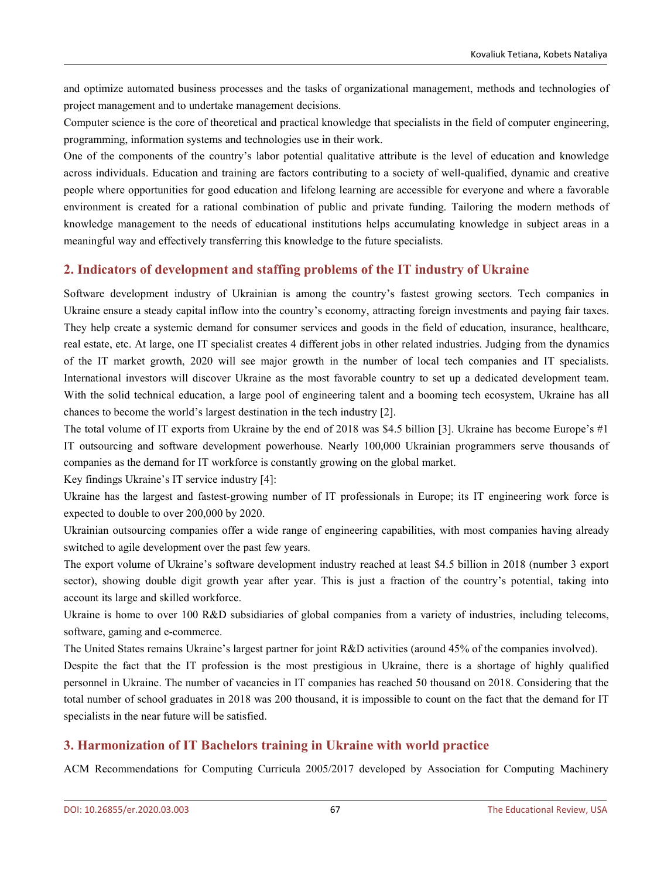and optimize automated business processes and the tasks of organizational management, methods and technologies of project management and to undertake management decisions.

Computer science is the core of theoretical and practical knowledge that specialists in the field of computer engineering, programming, information systems and technologies use in their work.

One of the components of the country's labor potential qualitative attribute is the level of education and knowledge across individuals. Education and training are factors contributing to a society of well-qualified, dynamic and creative people where opportunities for good education and lifelong learning are accessible for everyone and where a favorable environment is created for a rational combination of public and private funding. Tailoring the modern methods of knowledge management to the needs of educational institutions helps accumulating knowledge in subject areas in a meaningful way and effectively transferring this knowledge to the future specialists.

## 2. Indicators of development and staffing problems of the IT industry of Ukraine

Software development industry of Ukrainian is among the country's fastest growing sectors. Tech companies in Ukraine ensure a steady capital inflow into the country's economy, attracting foreign investments and paying fair taxes. They help create a systemic demand for consumer services and goods in the field of education, insurance, healthcare, real estate, etc. At large, one IT specialist creates 4 different jobs in other related industries. Judging from the dynamics of the IT market growth, 2020 will see major growth in the number of local tech companies and IT specialists. International investors will discover Ukraine as the most favorable country to set up a dedicated development team. With the solid technical education, a large pool of engineering talent and a booming tech ecosystem, Ukraine has all chances to become the world's largest destination in the tech industry [2].

The total volume of IT exports from Ukraine by the end of 2018 was $4.5 billion [3]. Ukraine has become Europe's #1 IT outsourcing and software development powerhouse. Nearly 100,000 Ukrainian programmers serve thousands of companies as the demand for IT workforce is constantly growing on the global market.

Key findings Ukraine's IT service industry [4]:

Ukraine has the largest and fastest-growing number of IT professionals in Europe; its IT engineering work force is expected to double to over 200,000 by 2020.

Ukrainian outsourcing companies offer a wide range of engineering capabilities, with most companies having already switched to agile development over the past few years.

The export volume of Ukraine's software development industry reached at least $4.5 billion in 2018 (number 3 export sector), showing double digit growth year after year. This is just a fraction of the country's potential, taking into account its large and skilled workforce.

Ukraine is home to over 100 R&D subsidiaries of global companies from a variety of industries, including telecoms, software, gaming and e-commerce.

The United States remains Ukraine's largest partner for joint R&D activities (around 45% of the companies involved).

Despite the fact that the IT profession is the most prestigious in Ukraine, there is a shortage of highly qualified personnel in Ukraine. The number of vacancies in IT companies has reached 50 thousand on 2018. Considering that the total number of school graduates in 2018 was 200 thousand, it is impossible to count on the fact that the demand for IT specialists in the near future will be satisfied.

## 3. Harmonization of IT Bachelors training in Ukraine with world practice

ACM Recommendations for Computing Curricula 2005/2017 developed by Association for Computing Machinery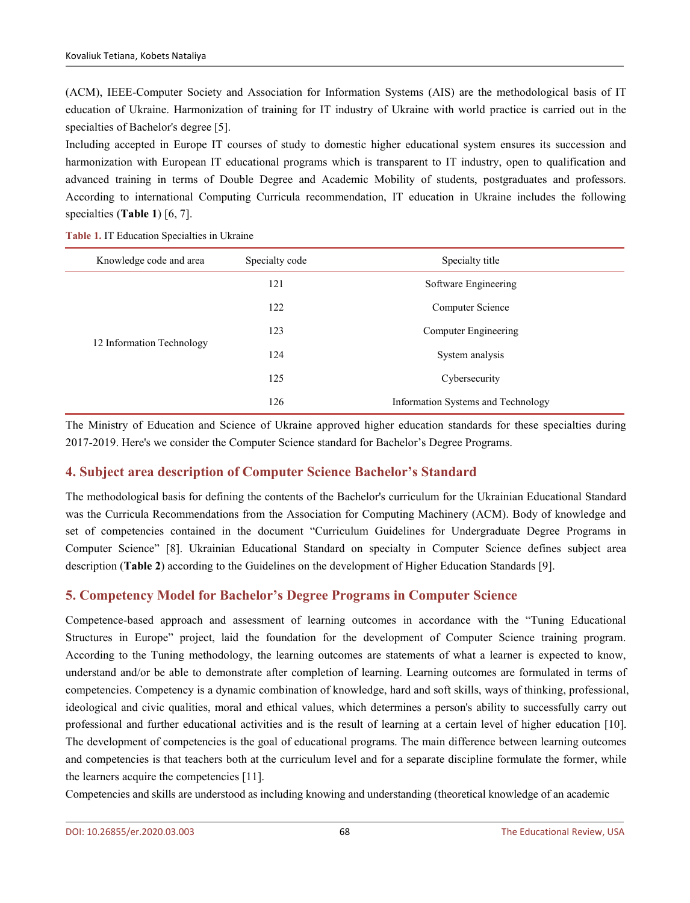(ACM), IEEE-Computer Society and Association for Information Systems (AIS) are the methodological basis of IT education of Ukraine. Harmonization of training for IT industry of Ukraine with world practice is carried out in the specialties of Bachelor's degree [5].

Including accepted in Europe IT courses of study to domestic higher educational system ensures its succession and harmonization with European IT educational programs which is transparent to IT industry, open to qualification and advanced training in terms of Double Degree and Academic Mobility of students, postgraduates and professors. According to international Computing Curricula recommendation, IT education in Ukraine includes the following specialties (**Table 1**) [6, 7].

**Table 1.** IT Education Specialties in Ukraine

| Knowledge code and area | Specialty code | Specialty title |
|---|---|---|
| 12 Information Technology | 121 | Software Engineering |
| | 122 | Computer Science |
| | 123 | Computer Engineering |
| | 124 | System analysis |
| | 125 | Cybersecurity |
| | 126 | Information Systems and Technology |

The Ministry of Education and Science of Ukraine approved higher education standards for these specialties during 2017-2019. Here's we consider the Computer Science standard for Bachelor's Degree Programs.

## 4. Subject area description of Computer Science Bachelor's Standard

The methodological basis for defining the contents of the Bachelor's curriculum for the Ukrainian Educational Standard was the Curricula Recommendations from the Association for Computing Machinery (ACM). Body of knowledge and set of competencies contained in the document "Curriculum Guidelines for Undergraduate Degree Programs in Computer Science" [8]. Ukrainian Educational Standard on specialty in Computer Science defines subject area description (**Table 2**) according to the Guidelines on the development of Higher Education Standards [9].

## 5. Competency Model for Bachelor's Degree Programs in Computer Science

Competence-based approach and assessment of learning outcomes in accordance with the "Tuning Educational Structures in Europe" project, laid the foundation for the development of Computer Science training program. According to the Tuning methodology, the learning outcomes are statements of what a learner is expected to know, understand and/or be able to demonstrate after completion of learning. Learning outcomes are formulated in terms of competencies. Competency is a dynamic combination of knowledge, hard and soft skills, ways of thinking, professional, ideological and civic qualities, moral and ethical values, which determines a person's ability to successfully carry out professional and further educational activities and is the result of learning at a certain level of higher education [10]. The development of competencies is the goal of educational programs. The main difference between learning outcomes and competencies is that teachers both at the curriculum level and for a separate discipline formulate the former, while the learners acquire the competencies [11].

Competencies and skills are understood as including knowing and understanding (theoretical knowledge of an academic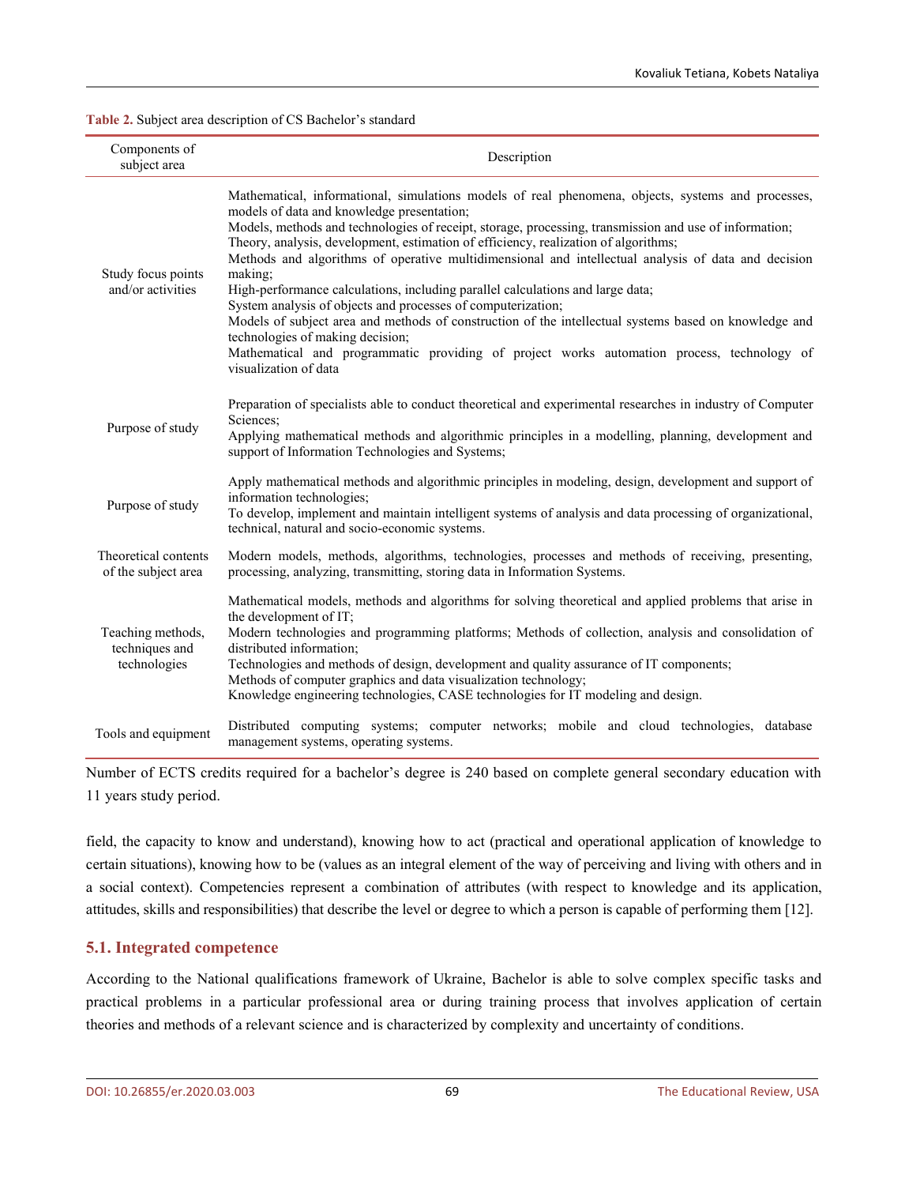**Table 2.** Subject area description of CS Bachelor's standard

| Components of subject area | Description |
|---|---|
| Study focus points and/or activities | Mathematical, informational, simulations models of real phenomena, objects, systems and processes, models of data and knowledge presentation;<br>Models, methods and technologies of receipt, storage, processing, transmission and use of information;<br>Theory, analysis, development, estimation of efficiency, realization of algorithms;<br>Methods and algorithms of operative multidimensional and intellectual analysis of data and decision making;<br>High-performance calculations, including parallel calculations and large data;<br>System analysis of objects and processes of computerization;<br>Models of subject area and methods of construction of the intellectual systems based on knowledge and technologies of making decision;<br>Mathematical and programmatic providing of project works automation process, technology of visualization of data |
| Purpose of study | Preparation of specialists able to conduct theoretical and experimental researches in industry of Computer Sciences;<br>Applying mathematical methods and algorithmic principles in a modelling, planning, development and support of Information Technologies and Systems; |
| Purpose of study | Apply mathematical methods and algorithmic principles in modeling, design, development and support of information technologies;<br>To develop, implement and maintain intelligent systems of analysis and data processing of organizational, technical, natural and socio-economic systems. |
| Theoretical contents of the subject area | Modern models, methods, algorithms, technologies, processes and methods of receiving, presenting, processing, analyzing, transmitting, storing data in Information Systems. |
| Teaching methods, techniques and technologies | Mathematical models, methods and algorithms for solving theoretical and applied problems that arise in the development of IT;<br>Modern technologies and programming platforms; Methods of collection, analysis and consolidation of distributed information;<br>Technologies and methods of design, development and quality assurance of IT components;<br>Methods of computer graphics and data visualization technology;<br>Knowledge engineering technologies, CASE technologies for IT modeling and design. |
| Tools and equipment | Distributed computing systems; computer networks; mobile and cloud technologies, database management systems, operating systems. |

Number of ECTS credits required for a bachelor's degree is 240 based on complete general secondary education with 11 years study period.

field, the capacity to know and understand), knowing how to act (practical and operational application of knowledge to certain situations), knowing how to be (values as an integral element of the way of perceiving and living with others and in a social context). Competencies represent a combination of attributes (with respect to knowledge and its application, attitudes, skills and responsibilities) that describe the level or degree to which a person is capable of performing them [12].

### 5.1. Integrated competence

According to the National qualifications framework of Ukraine, Bachelor is able to solve complex specific tasks and practical problems in a particular professional area or during training process that involves application of certain theories and methods of a relevant science and is characterized by complexity and uncertainty of conditions.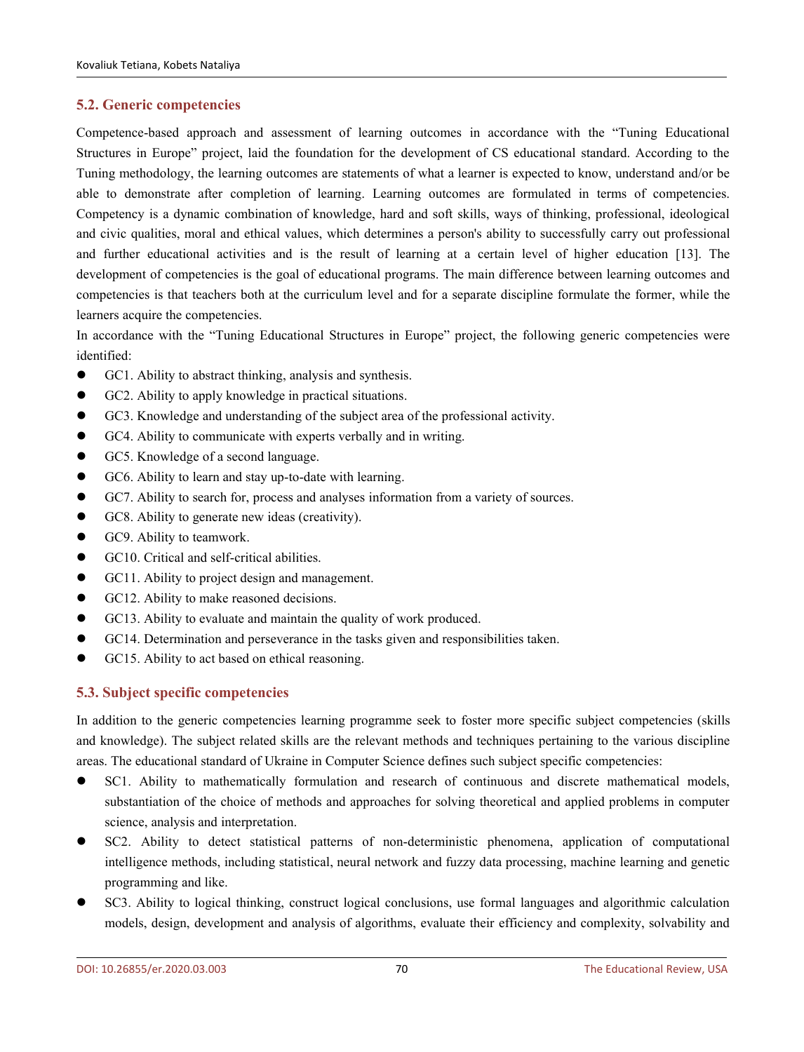## 5.2. Generic competencies

Competence-based approach and assessment of learning outcomes in accordance with the "Tuning Educational Structures in Europe" project, laid the foundation for the development of CS educational standard. According to the Tuning methodology, the learning outcomes are statements of what a learner is expected to know, understand and/or be able to demonstrate after completion of learning. Learning outcomes are formulated in terms of competencies. Competency is a dynamic combination of knowledge, hard and soft skills, ways of thinking, professional, ideological and civic qualities, moral and ethical values, which determines a person's ability to successfully carry out professional and further educational activities and is the result of learning at a certain level of higher education [13]. The development of competencies is the goal of educational programs. The main difference between learning outcomes and competencies is that teachers both at the curriculum level and for a separate discipline formulate the former, while the learners acquire the competencies.

In accordance with the "Tuning Educational Structures in Europe" project, the following generic competencies were identified:

- GC1. Ability to abstract thinking, analysis and synthesis.
- GC2. Ability to apply knowledge in practical situations.
- GC3. Knowledge and understanding of the subject area of the professional activity.
- GC4. Ability to communicate with experts verbally and in writing.
- GC5. Knowledge of a second language.
- GC6. Ability to learn and stay up-to-date with learning.
- GC7. Ability to search for, process and analyses information from a variety of sources.
- GC8. Ability to generate new ideas (creativity).
- GC9. Ability to teamwork.
- GC10. Critical and self-critical abilities.
- GC11. Ability to project design and management.
- GC12. Ability to make reasoned decisions.
- GC13. Ability to evaluate and maintain the quality of work produced.
- GC14. Determination and perseverance in the tasks given and responsibilities taken.
- GC15. Ability to act based on ethical reasoning.

## 5.3. Subject specific competencies

In addition to the generic competencies learning programme seek to foster more specific subject competencies (skills and knowledge). The subject related skills are the relevant methods and techniques pertaining to the various discipline areas. The educational standard of Ukraine in Computer Science defines such subject specific competencies:

- SC1. Ability to mathematically formulation and research of continuous and discrete mathematical models, substantiation of the choice of methods and approaches for solving theoretical and applied problems in computer science, analysis and interpretation.
- SC2. Ability to detect statistical patterns of non-deterministic phenomena, application of computational intelligence methods, including statistical, neural network and fuzzy data processing, machine learning and genetic programming and like.
- SC3. Ability to logical thinking, construct logical conclusions, use formal languages and algorithmic calculation models, design, development and analysis of algorithms, evaluate their efficiency and complexity, solvability and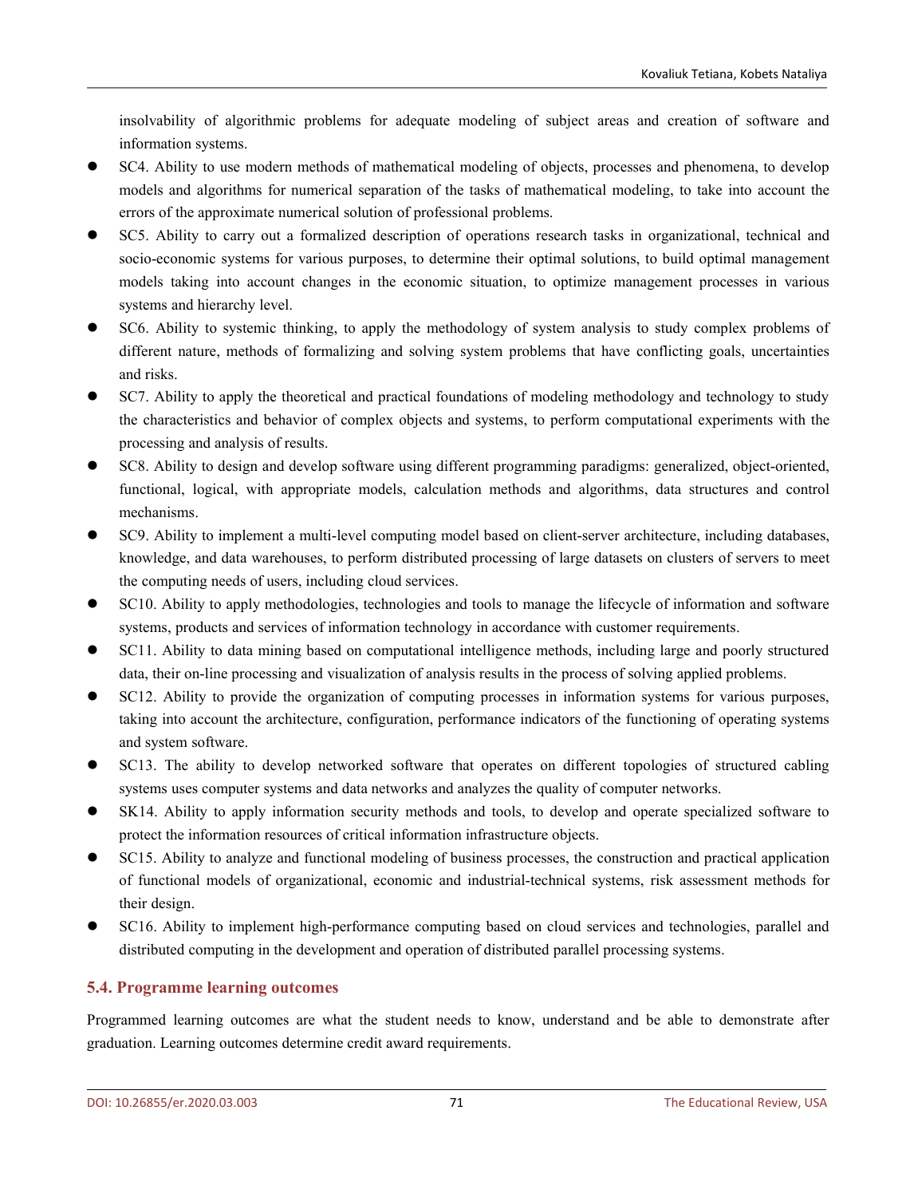insolvability of algorithmic problems for adequate modeling of subject areas and creation of software and information systems.

- SC4. Ability to use modern methods of mathematical modeling of objects, processes and phenomena, to develop models and algorithms for numerical separation of the tasks of mathematical modeling, to take into account the errors of the approximate numerical solution of professional problems.
- SC5. Ability to carry out a formalized description of operations research tasks in organizational, technical and socio-economic systems for various purposes, to determine their optimal solutions, to build optimal management models taking into account changes in the economic situation, to optimize management processes in various systems and hierarchy level.
- SC6. Ability to systemic thinking, to apply the methodology of system analysis to study complex problems of different nature, methods of formalizing and solving system problems that have conflicting goals, uncertainties and risks.
- SC7. Ability to apply the theoretical and practical foundations of modeling methodology and technology to study the characteristics and behavior of complex objects and systems, to perform computational experiments with the processing and analysis of results.
- SC8. Ability to design and develop software using different programming paradigms: generalized, object-oriented, functional, logical, with appropriate models, calculation methods and algorithms, data structures and control mechanisms.
- SC9. Ability to implement a multi-level computing model based on client-server architecture, including databases, knowledge, and data warehouses, to perform distributed processing of large datasets on clusters of servers to meet the computing needs of users, including cloud services.
- SC10. Ability to apply methodologies, technologies and tools to manage the lifecycle of information and software systems, products and services of information technology in accordance with customer requirements.
- SC11. Ability to data mining based on computational intelligence methods, including large and poorly structured data, their on-line processing and visualization of analysis results in the process of solving applied problems.
- SC12. Ability to provide the organization of computing processes in information systems for various purposes, taking into account the architecture, configuration, performance indicators of the functioning of operating systems and system software.
- SC13. The ability to develop networked software that operates on different topologies of structured cabling systems uses computer systems and data networks and analyzes the quality of computer networks.
- SK14. Ability to apply information security methods and tools, to develop and operate specialized software to protect the information resources of critical information infrastructure objects.
- SC15. Ability to analyze and functional modeling of business processes, the construction and practical application of functional models of organizational, economic and industrial-technical systems, risk assessment methods for their design.
- SC16. Ability to implement high-performance computing based on cloud services and technologies, parallel and distributed computing in the development and operation of distributed parallel processing systems.

### 5.4. Programme learning outcomes

Programmed learning outcomes are what the student needs to know, understand and be able to demonstrate after graduation. Learning outcomes determine credit award requirements.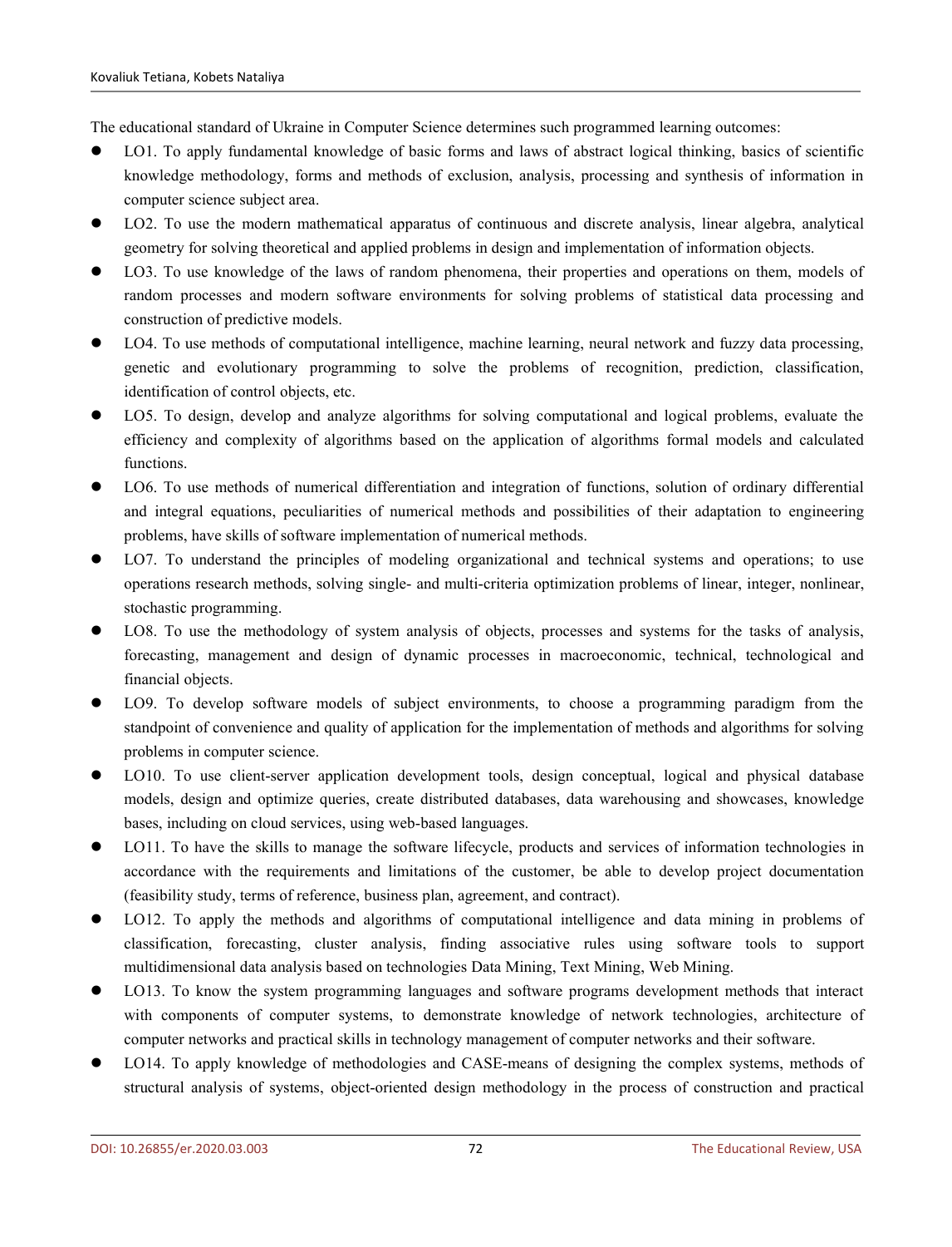The educational standard of Ukraine in Computer Science determines such programmed learning outcomes:

- LO1. To apply fundamental knowledge of basic forms and laws of abstract logical thinking, basics of scientific knowledge methodology, forms and methods of exclusion, analysis, processing and synthesis of information in computer science subject area.
- LO2. To use the modern mathematical apparatus of continuous and discrete analysis, linear algebra, analytical geometry for solving theoretical and applied problems in design and implementation of information objects.
- LO3. To use knowledge of the laws of random phenomena, their properties and operations on them, models of random processes and modern software environments for solving problems of statistical data processing and construction of predictive models.
- LO4. To use methods of computational intelligence, machine learning, neural network and fuzzy data processing, genetic and evolutionary programming to solve the problems of recognition, prediction, classification, identification of control objects, etc.
- LO5. To design, develop and analyze algorithms for solving computational and logical problems, evaluate the efficiency and complexity of algorithms based on the application of algorithms formal models and calculated functions.
- LO6. To use methods of numerical differentiation and integration of functions, solution of ordinary differential and integral equations, peculiarities of numerical methods and possibilities of their adaptation to engineering problems, have skills of software implementation of numerical methods.
- LO7. To understand the principles of modeling organizational and technical systems and operations; to use operations research methods, solving single- and multi-criteria optimization problems of linear, integer, nonlinear, stochastic programming.
- LO8. To use the methodology of system analysis of objects, processes and systems for the tasks of analysis, forecasting, management and design of dynamic processes in macroeconomic, technical, technological and financial objects.
- LO9. To develop software models of subject environments, to choose a programming paradigm from the standpoint of convenience and quality of application for the implementation of methods and algorithms for solving problems in computer science.
- LO10. To use client-server application development tools, design conceptual, logical and physical database models, design and optimize queries, create distributed databases, data warehousing and showcases, knowledge bases, including on cloud services, using web-based languages.
- LO11. To have the skills to manage the software lifecycle, products and services of information technologies in accordance with the requirements and limitations of the customer, be able to develop project documentation (feasibility study, terms of reference, business plan, agreement, and contract).
- LO12. To apply the methods and algorithms of computational intelligence and data mining in problems of classification, forecasting, cluster analysis, finding associative rules using software tools to support multidimensional data analysis based on technologies Data Mining, Text Mining, Web Mining.
- LO13. To know the system programming languages and software programs development methods that interact with components of computer systems, to demonstrate knowledge of network technologies, architecture of computer networks and practical skills in technology management of computer networks and their software.
- LO14. To apply knowledge of methodologies and CASE-means of designing the complex systems, methods of structural analysis of systems, object-oriented design methodology in the process of construction and practical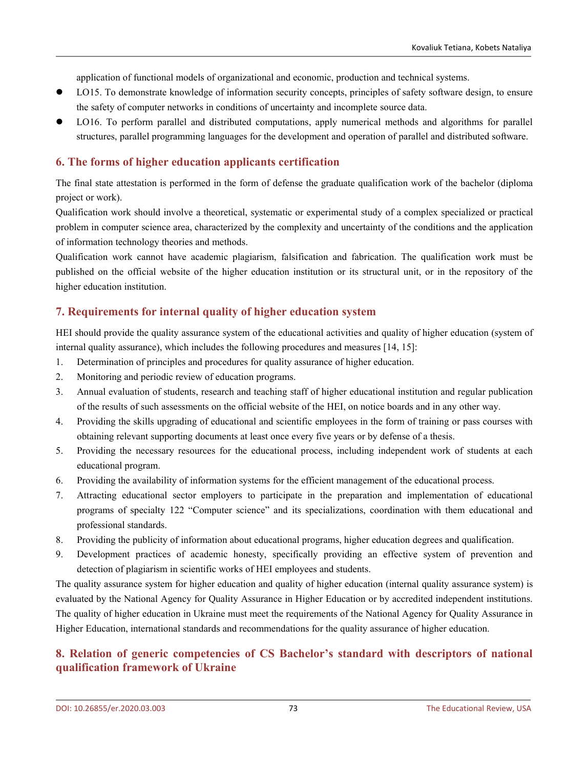application of functional models of organizational and economic, production and technical systems.

- LO15. To demonstrate knowledge of information security concepts, principles of safety software design, to ensure the safety of computer networks in conditions of uncertainty and incomplete source data.
- LO16. To perform parallel and distributed computations, apply numerical methods and algorithms for parallel structures, parallel programming languages for the development and operation of parallel and distributed software.

## 6. The forms of higher education applicants certification

The final state attestation is performed in the form of defense the graduate qualification work of the bachelor (diploma project or work).

Qualification work should involve a theoretical, systematic or experimental study of a complex specialized or practical problem in computer science area, characterized by the complexity and uncertainty of the conditions and the application of information technology theories and methods.

Qualification work cannot have academic plagiarism, falsification and fabrication. The qualification work must be published on the official website of the higher education institution or its structural unit, or in the repository of the higher education institution.

## 7. Requirements for internal quality of higher education system

HEI should provide the quality assurance system of the educational activities and quality of higher education (system of internal quality assurance), which includes the following procedures and measures [14, 15]:

1. Determination of principles and procedures for quality assurance of higher education.
2. Monitoring and periodic review of education programs.
3. Annual evaluation of students, research and teaching staff of higher educational institution and regular publication of the results of such assessments on the official website of the HEI, on notice boards and in any other way.
4. Providing the skills upgrading of educational and scientific employees in the form of training or pass courses with obtaining relevant supporting documents at least once every five years or by defense of a thesis.
5. Providing the necessary resources for the educational process, including independent work of students at each educational program.
6. Providing the availability of information systems for the efficient management of the educational process.
7. Attracting educational sector employers to participate in the preparation and implementation of educational programs of specialty 122 “Computer science” and its specializations, coordination with them educational and professional standards.
8. Providing the publicity of information about educational programs, higher education degrees and qualification.
9. Development practices of academic honesty, specifically providing an effective system of prevention and detection of plagiarism in scientific works of HEI employees and students.

The quality assurance system for higher education and quality of higher education (internal quality assurance system) is evaluated by the National Agency for Quality Assurance in Higher Education or by accredited independent institutions. The quality of higher education in Ukraine must meet the requirements of the National Agency for Quality Assurance in Higher Education, international standards and recommendations for the quality assurance of higher education.

## 8. Relation of generic competencies of CS Bachelor’s standard with descriptors of national qualification framework of Ukraine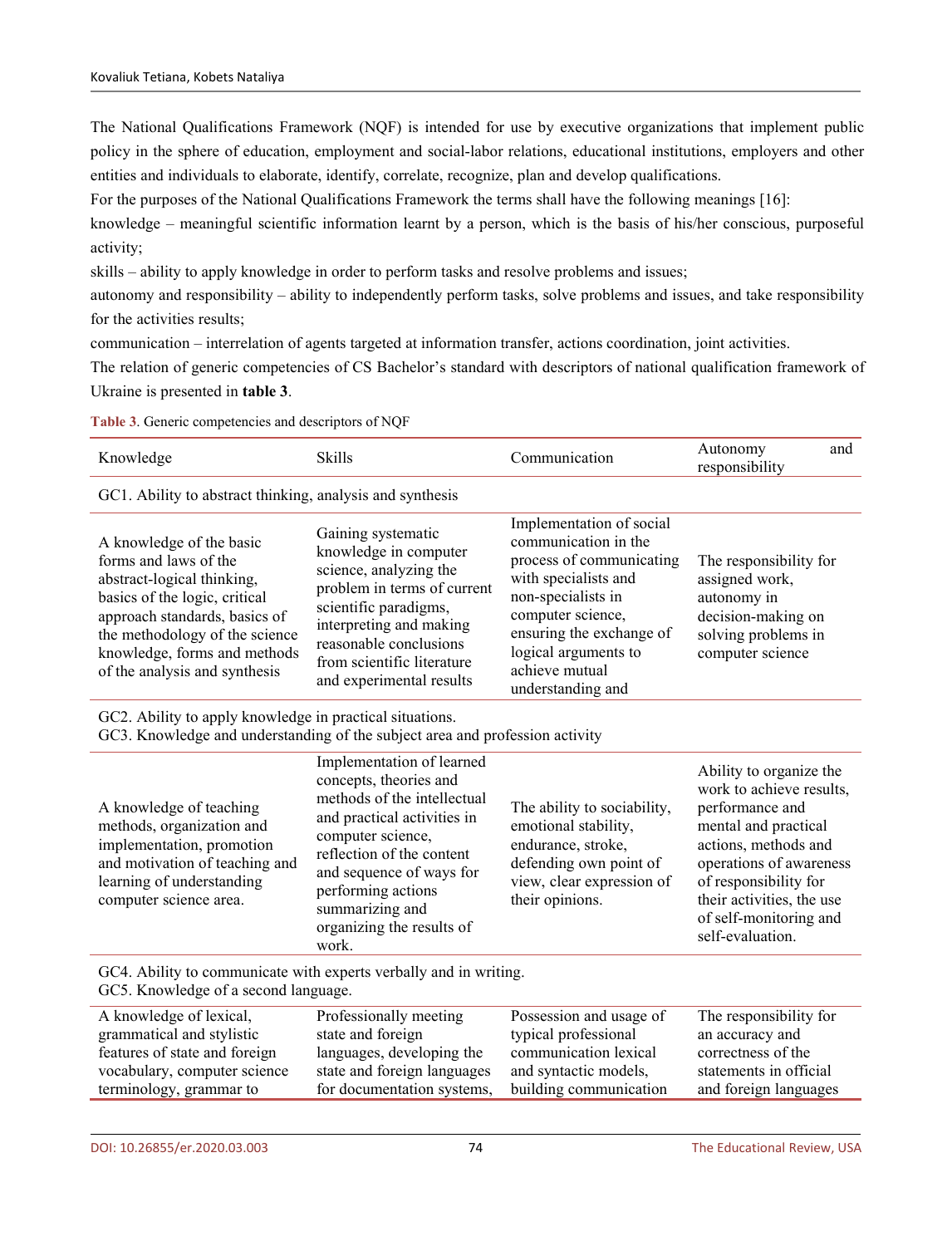The National Qualifications Framework (NQF) is intended for use by executive organizations that implement public policy in the sphere of education, employment and social-labor relations, educational institutions, employers and other entities and individuals to elaborate, identify, correlate, recognize, plan and develop qualifications.

For the purposes of the National Qualifications Framework the terms shall have the following meanings [16]:

knowledge – meaningful scientific information learnt by a person, which is the basis of his/her conscious, purposeful activity;

skills – ability to apply knowledge in order to perform tasks and resolve problems and issues;

autonomy and responsibility – ability to independently perform tasks, solve problems and issues, and take responsibility for the activities results;

communication – interrelation of agents targeted at information transfer, actions coordination, joint activities.

The relation of generic competencies of CS Bachelor's standard with descriptors of national qualification framework of Ukraine is presented in **table 3**.

**Table 3**. Generic competencies and descriptors of NQF

| Knowledge | Skills | Communication | Autonomy and responsibility |
|---|---|---|---|
| GC1. Ability to abstract thinking, analysis and synthesis | | | |
| A knowledge of the basic forms and laws of the abstract-logical thinking, basics of the logic, critical approach standards, basics of the methodology of the science knowledge, forms and methods of the analysis and synthesis | Gaining systematic knowledge in computer science, analyzing the problem in terms of current scientific paradigms, interpreting and making reasonable conclusions from scientific literature and experimental results | Implementation of social communication in the process of communicating with specialists and non-specialists in computer science, ensuring the exchange of logical arguments to achieve mutual understanding and | The responsibility for assigned work, autonomy in decision-making on solving problems in computer science |
| GC2. Ability to apply knowledge in practical situations.<br>GC3. Knowledge and understanding of the subject area and profession activity | | | |
| A knowledge of teaching methods, organization and implementation, promotion and motivation of teaching and learning of understanding computer science area. | Implementation of learned concepts, theories and methods of the intellectual and practical activities in computer science, reflection of the content and sequence of ways for performing actions summarizing and organizing the results of work. | The ability to sociability, emotional stability, endurance, stroke, defending own point of view, clear expression of their opinions. | Ability to organize the work to achieve results, performance and mental and practical actions, methods and operations of awareness of responsibility for their activities, the use of self-monitoring and self-evaluation. |
| GC4. Ability to communicate with experts verbally and in writing.<br>GC5. Knowledge of a second language. | | | |
| A knowledge of lexical, grammatical and stylistic features of state and foreign vocabulary, computer science terminology, grammar to | Professionally meeting state and foreign languages, developing the state and foreign languages for documentation systems, | Possession and usage of typical professional communication lexical and syntactic models, building communication | The responsibility for an accuracy and correctness of the statements in official and foreign languages |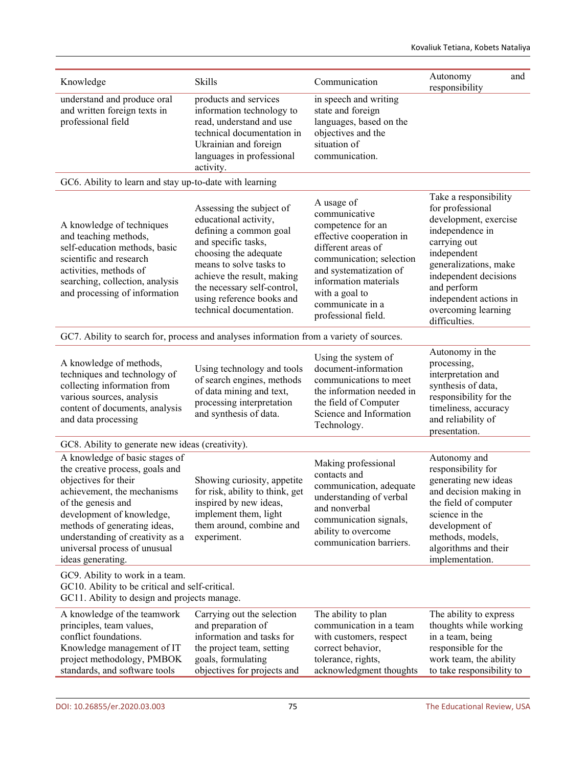| Knowledge | Skills | Communication | Autonomy and responsibility |
|---|---|---|---|
| understand and produce oral and written foreign texts in professional field | products and services information technology to read, understand and use technical documentation in Ukrainian and foreign languages in professional activity. | in speech and writing state and foreign languages, based on the objectives and the situation of communication. | |
| GC6. Ability to learn and stay up-to-date with learning | | | |
| A knowledge of techniques and teaching methods, self-education methods, basic scientific and research activities, methods of searching, collection, analysis and processing of information | Assessing the subject of educational activity, defining a common goal and specific tasks, choosing the adequate means to solve tasks to achieve the result, making the necessary self-control, using reference books and technical documentation. | A usage of communicative competence for an effective cooperation in different areas of communication; selection and systematization of information materials with a goal to communicate in a professional field. | Take a responsibility for professional development, exercise independence in carrying out independent generalizations, make independent decisions and perform independent actions in overcoming learning difficulties. |
| GC7. Ability to search for, process and analyses information from a variety of sources. | | | |
| A knowledge of methods, techniques and technology of collecting information from various sources, analysis content of documents, analysis and data processing | Using technology and tools of search engines, methods of data mining and text, processing interpretation and synthesis of data. | Using the system of document-information communications to meet the information needed in the field of Computer Science and Information Technology. | Autonomy in the processing, interpretation and synthesis of data, responsibility for the timeliness, accuracy and reliability of presentation. |
| GC8. Ability to generate new ideas (creativity). | | | |
| A knowledge of basic stages of the creative process, goals and objectives for their achievement, the mechanisms of the genesis and development of knowledge, methods of generating ideas, understanding of creativity as a universal process of unusual ideas generating. | Showing curiosity, appetite for risk, ability to think, get inspired by new ideas, implement them, light them around, combine and experiment. | Making professional contacts and communication, adequate understanding of verbal and nonverbal communication signals, ability to overcome communication barriers. | Autonomy and responsibility for generating new ideas and decision making in the field of computer science in the development of methods, models, algorithms and their implementation. |
| GC9. Ability to work in a team.<br>GC10. Ability to be critical and self-critical.<br>GC11. Ability to design and projects manage. | | | |
| A knowledge of the teamwork principles, team values, conflict foundations. Knowledge management of IT project methodology, PMBOK standards, and software tools | Carrying out the selection and preparation of information and tasks for the project team, setting goals, formulating objectives for projects and | The ability to plan communication in a team with customers, respect correct behavior, tolerance, rights, acknowledgment thoughts | The ability to express thoughts while working in a team, being responsible for the work team, the ability to take responsibility to |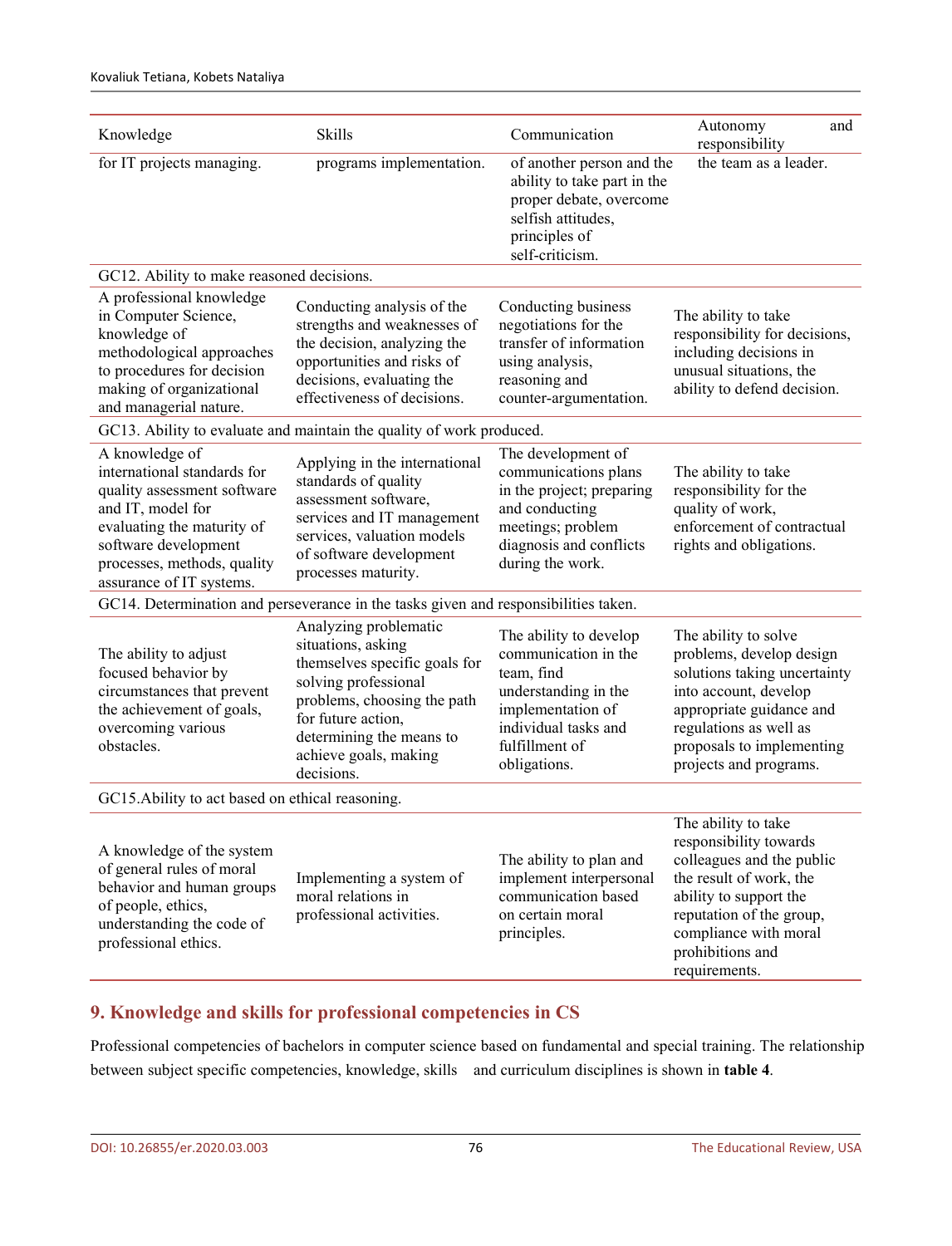| Knowledge | Skills | Communication | Autonomy and responsibility |
|---|---|---|---|
| for IT projects managing. | programs implementation. | of another person and the ability to take part in the proper debate, overcome selfish attitudes, principles of self-criticism. | the team as a leader. |
| GC12. Ability to make reasoned decisions. | | | |
| A professional knowledge in Computer Science, knowledge of methodological approaches to procedures for decision making of organizational and managerial nature. | Conducting analysis of the strengths and weaknesses of the decision, analyzing the opportunities and risks of decisions, evaluating the effectiveness of decisions. | Conducting business negotiations for the transfer of information using analysis, reasoning and counter-argumentation. | The ability to take responsibility for decisions, including decisions in unusual situations, the ability to defend decision. |
| GC13. Ability to evaluate and maintain the quality of work produced. | | | |
| A knowledge of international standards for quality assessment software and IT, model for evaluating the maturity of software development processes, methods, quality assurance of IT systems. | Applying in the international standards of quality assessment software, services and IT management services, valuation models of software development processes maturity. | The development of communications plans in the project; preparing and conducting meetings; problem diagnosis and conflicts during the work. | The ability to take responsibility for the quality of work, enforcement of contractual rights and obligations. |
| GC14. Determination and perseverance in the tasks given and responsibilities taken. | | | |
| The ability to adjust focused behavior by circumstances that prevent the achievement of goals, overcoming various obstacles. | Analyzing problematic situations, asking themselves specific goals for solving professional problems, choosing the path for future action, determining the means to achieve goals, making decisions. | The ability to develop communication in the team, find understanding in the implementation of individual tasks and fulfillment of obligations. | The ability to solve problems, develop design solutions taking uncertainty into account, develop appropriate guidance and regulations as well as proposals to implementing projects and programs. |
| GC15.Ability to act based on ethical reasoning. | | | |
| A knowledge of the system of general rules of moral behavior and human groups of people, ethics, understanding the code of professional ethics. | Implementing a system of moral relations in professional activities. | The ability to plan and implement interpersonal communication based on certain moral principles. | The ability to take responsibility towards colleagues and the public the result of work, the ability to support the reputation of the group, compliance with moral prohibitions and requirements. |

## 9. Knowledge and skills for professional competencies in CS

Professional competencies of bachelors in computer science based on fundamental and special training. The relationship between subject specific competencies, knowledge, skills and curriculum disciplines is shown in **table 4**.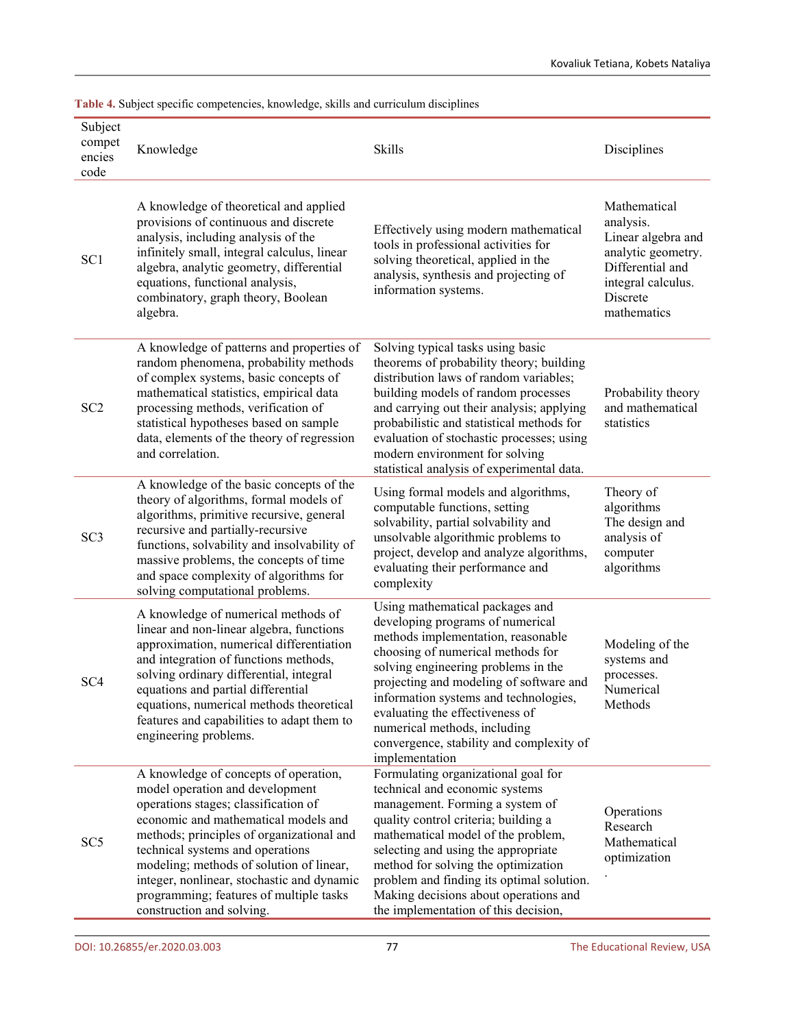**Table 4.** Subject specific competencies, knowledge, skills and curriculum disciplines

| Subject competencies code | Knowledge | Skills | Disciplines |
|---|---|---|---|
| SC1 | A knowledge of theoretical and applied provisions of continuous and discrete analysis, including analysis of the infinitely small, integral calculus, linear algebra, analytic geometry, differential equations, functional analysis, combinatory, graph theory, Boolean algebra. | Effectively using modern mathematical tools in professional activities for solving theoretical, applied in the analysis, synthesis and projecting of information systems. | Mathematical analysis. Linear algebra and analytic geometry. Differential and integral calculus. Discrete mathematics |
| SC2 | A knowledge of patterns and properties of random phenomena, probability methods of complex systems, basic concepts of mathematical statistics, empirical data processing methods, verification of statistical hypotheses based on sample data, elements of the theory of regression and correlation. | Solving typical tasks using basic theorems of probability theory; building distribution laws of random variables; building models of random processes and carrying out their analysis; applying probabilistic and statistical methods for evaluation of stochastic processes; using modern environment for solving statistical analysis of experimental data. | Probability theory and mathematical statistics |
| SC3 | A knowledge of the basic concepts of the theory of algorithms, formal models of algorithms, primitive recursive, general recursive and partially-recursive functions, solvability and insolvability of massive problems, the concepts of time and space complexity of algorithms for solving computational problems. | Using formal models and algorithms, computable functions, setting solvability, partial solvability and unsolvable algorithmic problems to project, develop and analyze algorithms, evaluating their performance and complexity | Theory of algorithms The design and analysis of computer algorithms |
| SC4 | A knowledge of numerical methods of linear and non-linear algebra, functions approximation, numerical differentiation and integration of functions methods, solving ordinary differential, integral equations and partial differential equations, numerical methods theoretical features and capabilities to adapt them to engineering problems. | Using mathematical packages and developing programs of numerical methods implementation, reasonable choosing of numerical methods for solving engineering problems in the projecting and modeling of software and information systems and technologies, evaluating the effectiveness of numerical methods, including convergence, stability and complexity of implementation | Modeling of the systems and processes. Numerical Methods |
| SC5 | A knowledge of concepts of operation, model operation and development operations stages; classification of economic and mathematical models and methods; principles of organizational and technical systems and operations modeling; methods of solution of linear, integer, nonlinear, stochastic and dynamic programming; features of multiple tasks construction and solving. | Formulating organizational goal for technical and economic systems management. Forming a system of quality control criteria; building a mathematical model of the problem, selecting and using the appropriate method for solving the optimization problem and finding its optimal solution. Making decisions about operations and the implementation of this decision, | Operations Research Mathematical optimization . |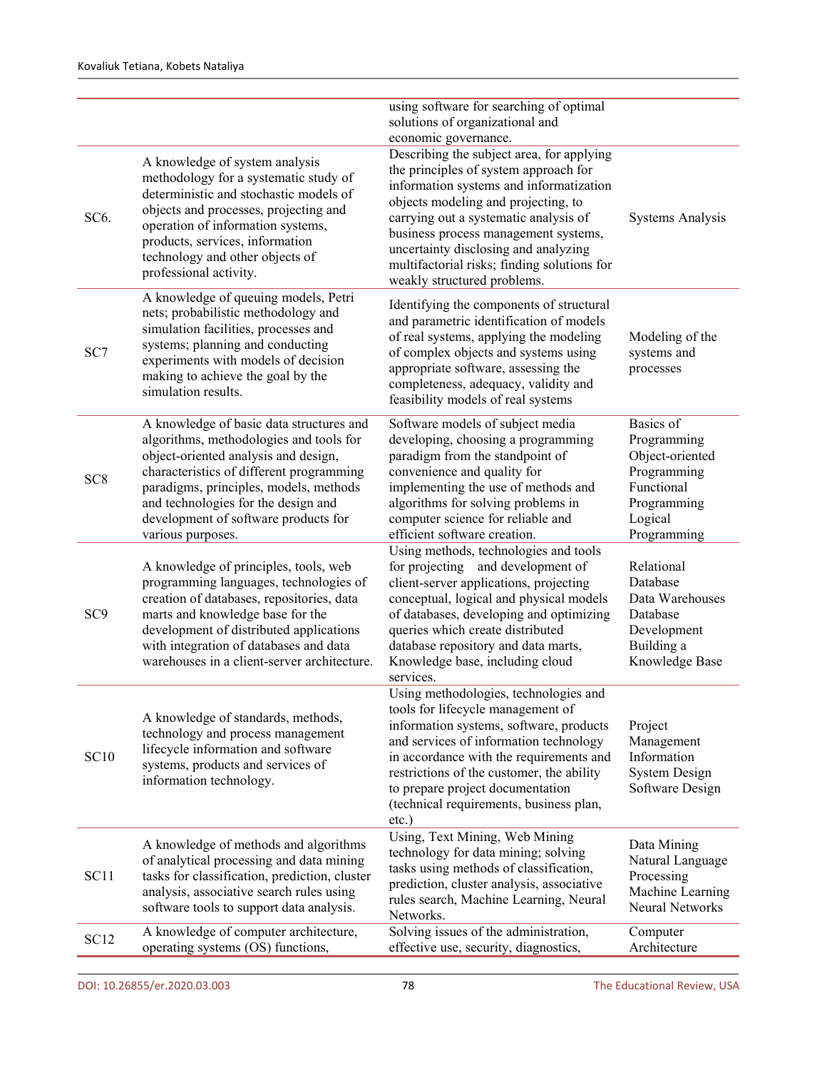| | | | |
|---|---|---|---|
| | | using software for searching of optimal solutions of organizational and economic governance. | |
| SC6. | A knowledge of system analysis methodology for a systematic study of deterministic and stochastic models of objects and processes, projecting and operation of information systems, products, services, information technology and other objects of professional activity. | Describing the subject area, for applying the principles of system approach for information systems and informatization objects modeling and projecting, to carrying out a systematic analysis of business process management systems, uncertainty disclosing and analyzing multifactorial risks; finding solutions for weakly structured problems. | Systems Analysis |
| SC7 | A knowledge of queuing models, Petri nets; probabilistic methodology and simulation facilities, processes and systems; planning and conducting experiments with models of decision making to achieve the goal by the simulation results. | Identifying the components of structural and parametric identification of models of real systems, applying the modeling of complex objects and systems using appropriate software, assessing the completeness, adequacy, validity and feasibility models of real systems | Modeling of the systems and processes |
| SC8 | A knowledge of basic data structures and algorithms, methodologies and tools for object-oriented analysis and design, characteristics of different programming paradigms, principles, models, methods and technologies for the design and development of software products for various purposes. | Software models of subject media developing, choosing a programming paradigm from the standpoint of convenience and quality for implementing the use of methods and algorithms for solving problems in computer science for reliable and efficient software creation. | Basics of Programming Object-oriented Programming Functional Programming Logical Programming |
| SC9 | A knowledge of principles, tools, web programming languages, technologies of creation of databases, repositories, data marts and knowledge base for the development of distributed applications with integration of databases and data warehouses in a client-server architecture. | Using methods, technologies and tools for projecting and development of client-server applications, projecting conceptual, logical and physical models of databases, developing and optimizing queries which create distributed database repository and data marts, Knowledge base, including cloud services. | Relational Database Data Warehouses Database Development Building a Knowledge Base |
| SC10 | A knowledge of standards, methods, technology and process management lifecycle information and software systems, products and services of information technology. | Using methodologies, technologies and tools for lifecycle management of information systems, software, products and services of information technology in accordance with the requirements and restrictions of the customer, the ability to prepare project documentation (technical requirements, business plan, etc.) | Project Management Information System Design Software Design |
| SC11 | A knowledge of methods and algorithms of analytical processing and data mining tasks for classification, prediction, cluster analysis, associative search rules using software tools to support data analysis. | Using, Text Mining, Web Mining technology for data mining; solving tasks using methods of classification, prediction, cluster analysis, associative rules search, Machine Learning, Neural Networks. | Data Mining Natural Language Processing Machine Learning Neural Networks |
| SC12 | A knowledge of computer architecture, operating systems (OS) functions, | Solving issues of the administration, effective use, security, diagnostics, | Computer Architecture |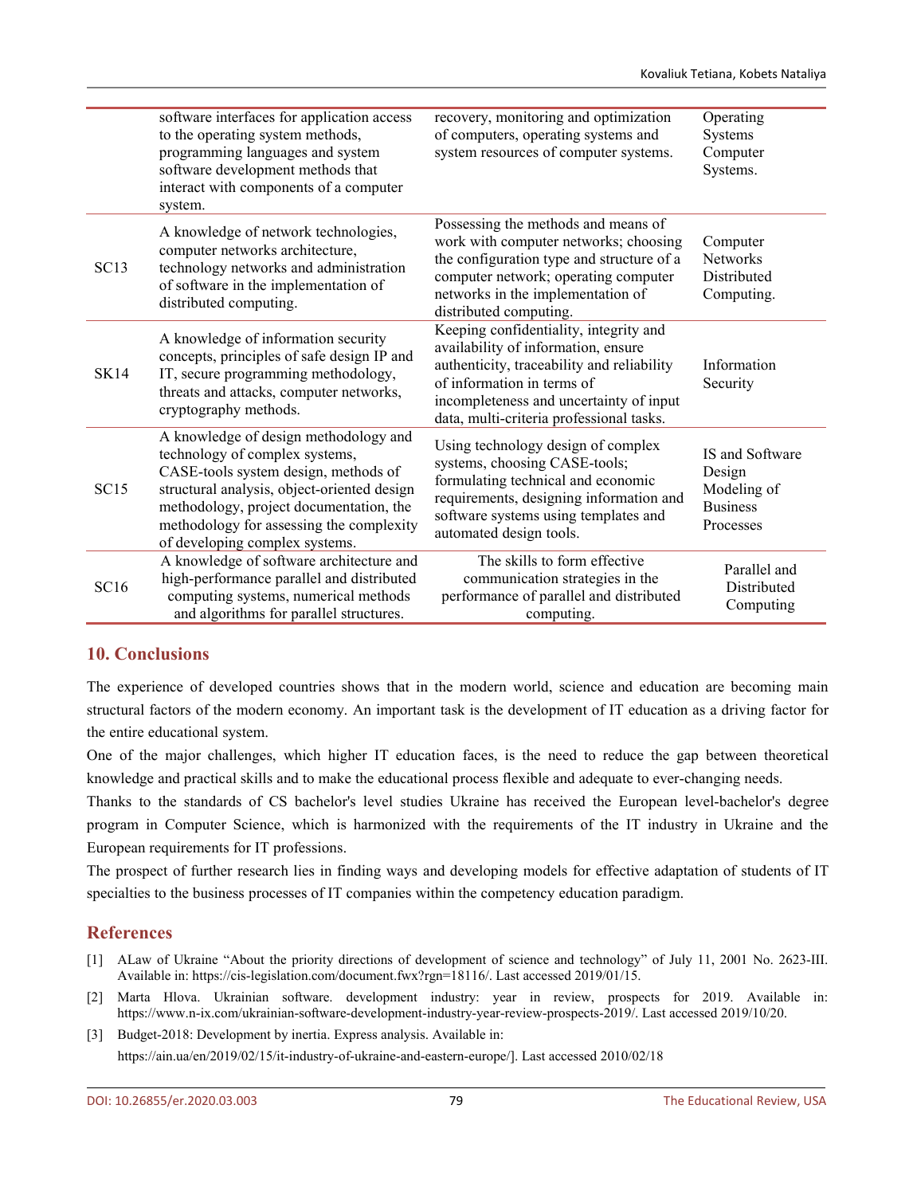|  | software interfaces for application access to the operating system methods, programming languages and system software development methods that interact with components of a computer system. | recovery, monitoring and optimization of computers, operating systems and system resources of computer systems. | Operating Systems Computer Systems. |
|---|---|---|---|
| SC13 | A knowledge of network technologies, computer networks architecture, technology networks and administration of software in the implementation of distributed computing. | Possessing the methods and means of work with computer networks; choosing the configuration type and structure of a computer network; operating computer networks in the implementation of distributed computing. | Computer Networks Distributed Computing. |
| SK14 | A knowledge of information security concepts, principles of safe design IP and IT, secure programming methodology, threats and attacks, computer networks, cryptography methods. | Keeping confidentiality, integrity and availability of information, ensure authenticity, traceability and reliability of information in terms of incompleteness and uncertainty of input data, multi-criteria professional tasks. | Information Security |
| SC15 | A knowledge of design methodology and technology of complex systems, CASE-tools system design, methods of structural analysis, object-oriented design methodology, project documentation, the methodology for assessing the complexity of developing complex systems. | Using technology design of complex systems, choosing CASE-tools; formulating technical and economic requirements, designing information and software systems using templates and automated design tools. | IS and Software Design Modeling of Business Processes |
| SC16 | A knowledge of software architecture and high-performance parallel and distributed computing systems, numerical methods and algorithms for parallel structures. | The skills to form effective communication strategies in the performance of parallel and distributed computing. | Parallel and Distributed Computing |

## 10. Conclusions

The experience of developed countries shows that in the modern world, science and education are becoming main structural factors of the modern economy. An important task is the development of IT education as a driving factor for the entire educational system.

One of the major challenges, which higher IT education faces, is the need to reduce the gap between theoretical knowledge and practical skills and to make the educational process flexible and adequate to ever-changing needs.

Thanks to the standards of CS bachelor's level studies Ukraine has received the European level-bachelor's degree program in Computer Science, which is harmonized with the requirements of the IT industry in Ukraine and the European requirements for IT professions.

The prospect of further research lies in finding ways and developing models for effective adaptation of students of IT specialties to the business processes of IT companies within the competency education paradigm.

## References

[1] ALaw of Ukraine "About the priority directions of development of science and technology" of July 11, 2001 No. 2623-III. Available in: https://cis-legislation.com/document.fwx?rgn=18116/. Last accessed 2019/01/15.

[2] Marta Hlova. Ukrainian software. development industry: year in review, prospects for 2019. Available in: https://www.n-ix.com/ukrainian-software-development-industry-year-review-prospects-2019/. Last accessed 2019/10/20.

[3] Budget-2018: Development by inertia. Express analysis. Available in: https://ain.ua/en/2019/02/15/it-industry-of-ukraine-and-eastern-europe/]. Last accessed 2010/02/18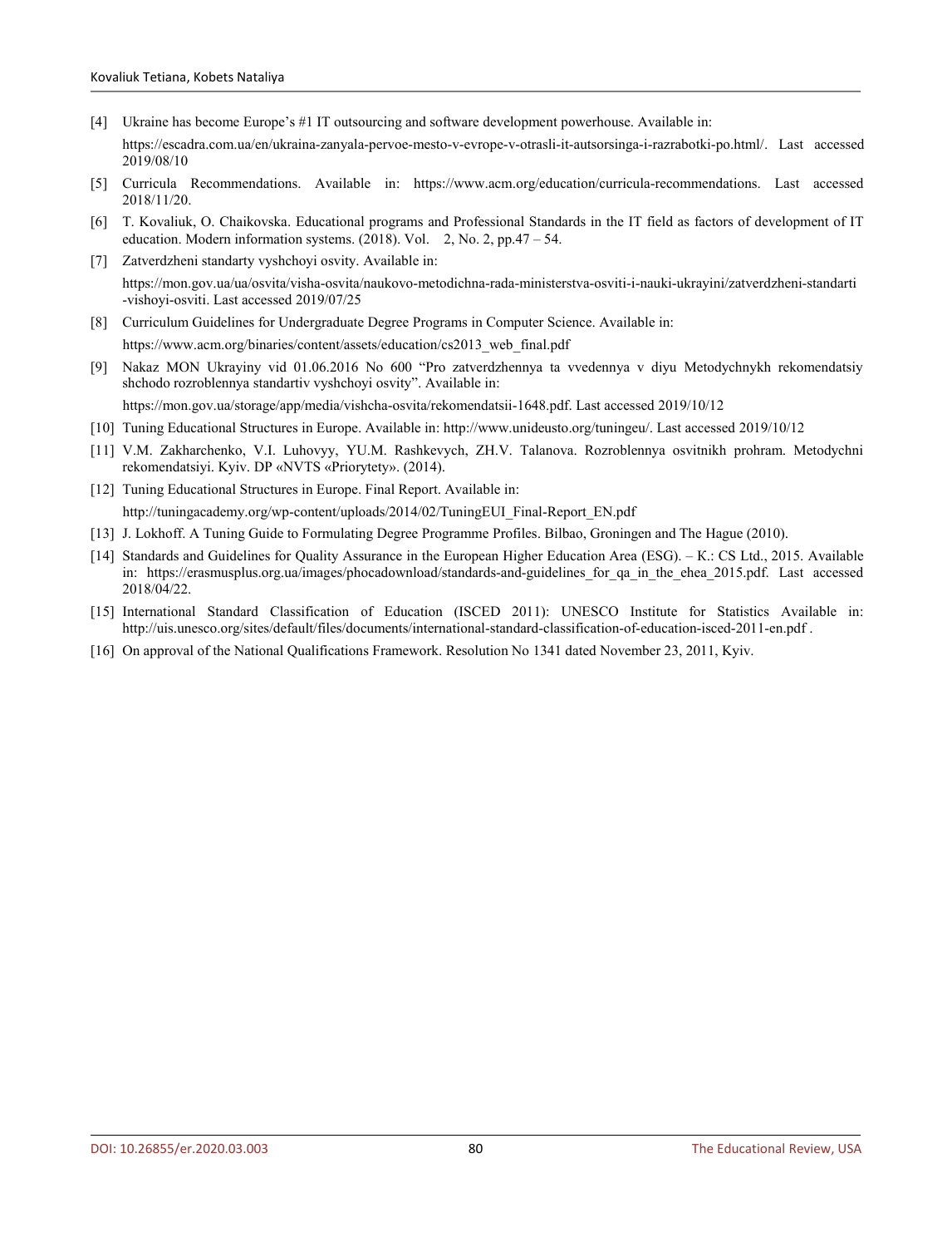[4] Ukraine has become Europe's #1 IT outsourcing and software development powerhouse. Available in: https://escadra.com.ua/en/ukraina-zanyala-pervoe-mesto-v-evrope-v-otrasli-it-autsorsinga-i-razrabotki-po.html/. Last accessed 2019/08/10

[5] Curricula Recommendations. Available in: https://www.acm.org/education/curricula-recommendations. Last accessed 2018/11/20.

[6] T. Kovaliuk, O. Chaikovska. Educational programs and Professional Standards in the IT field as factors of development of IT education. Modern information systems. (2018). Vol. 2, No. 2, pp.47 – 54.

[7] Zatverdzheni standarty vyshchoyi osvity. Available in: https://mon.gov.ua/ua/osvita/visha-osvita/naukovo-metodichna-rada-ministerstva-osviti-i-nauki-ukrayini/zatverdzheni-standarti-vishoyi-osviti. Last accessed 2019/07/25

[8] Curriculum Guidelines for Undergraduate Degree Programs in Computer Science. Available in: https://www.acm.org/binaries/content/assets/education/cs2013_web_final.pdf

[9] Nakaz MON Ukrayiny vid 01.06.2016 No 600 "Pro zatverdzhennya ta vvedennya v diyu Metodychnykh rekomendatsiy shchodo rozroblennya standartiv vyshchoyi osvity". Available in: https://mon.gov.ua/storage/app/media/vishcha-osvita/rekomendatsii-1648.pdf. Last accessed 2019/10/12

[10] Tuning Educational Structures in Europe. Available in: http://www.unideusto.org/tuningeu/. Last accessed 2019/10/12

[11] V.M. Zakharchenko, V.I. Luhovyy, YU.M. Rashkevych, ZH.V. Talanova. Rozroblennya osvitnikh prohram. Metodychni rekomendatsiyi. Kyiv. DP «NVTS «Priorytety». (2014).

[12] Tuning Educational Structures in Europe. Final Report. Available in: http://tuningacademy.org/wp-content/uploads/2014/02/TuningEUI_Final-Report_EN.pdf

[13] J. Lokhoff. A Tuning Guide to Formulating Degree Programme Profiles. Bilbao, Groningen and The Hague (2010).

[14] Standards and Guidelines for Quality Assurance in the European Higher Education Area (ESG). – K.: CS Ltd., 2015. Available in: https://erasmusplus.org.ua/images/phocadownload/standards-and-guidelines_for_qa_in_the_ehea_2015.pdf. Last accessed 2018/04/22.

[15] International Standard Classification of Education (ISCED 2011): UNESCO Institute for Statistics Available in: http://uis.unesco.org/sites/default/files/documents/international-standard-classification-of-education-isced-2011-en.pdf .

[16] On approval of the National Qualifications Framework. Resolution No 1341 dated November 23, 2011, Kyiv.